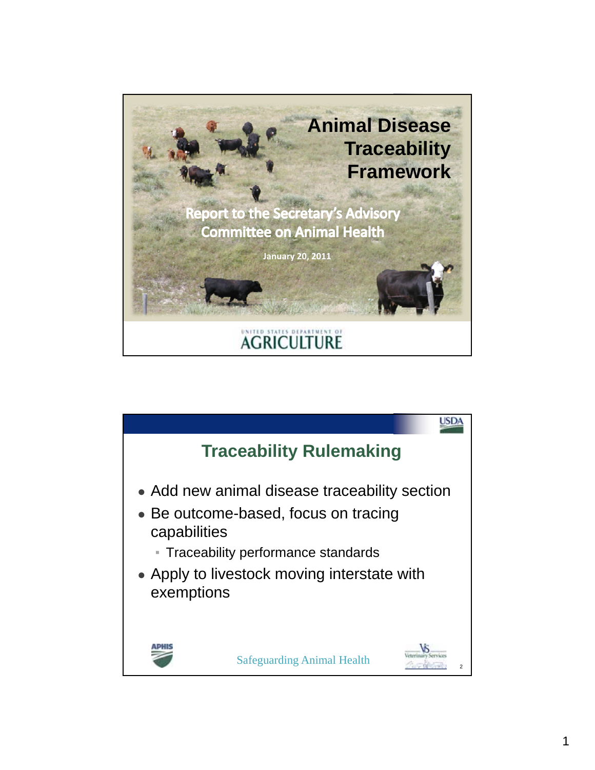# Animal Disease Traceability Framework

**Report to the Secretary's Advisory Committee on Animal Health**

**January 20, 2011**

UNITED STATES DEPARTMENT OF AGRICULTURE

---

## Traceability Rulemaking

- Add new animal disease traceability section
- Be outcome-based, focus on tracing capabilities
  - Traceability performance standards
- Apply to livestock moving interstate with exemptions

Safeguarding Animal Health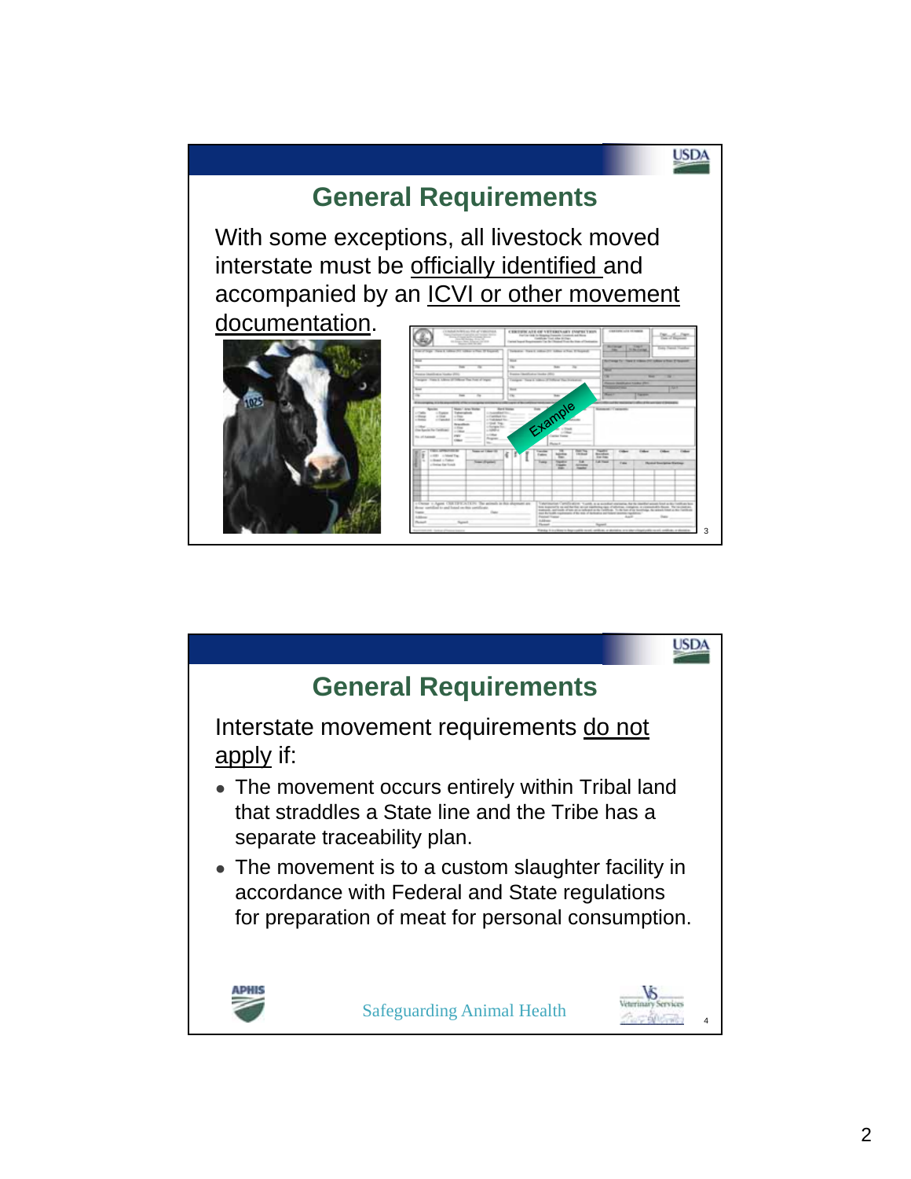## General Requirements

With some exceptions, all livestock moved interstate must be officially identified and accompanied by an ICVI or other movement documentation.

## General Requirements

Interstate movement requirements do not apply if:

- The movement occurs entirely within Tribal land that straddles a State line and the Tribe has a separate traceability plan.
- The movement is to a custom slaughter facility in accordance with Federal and State regulations for preparation of meat for personal consumption.

Safeguarding Animal Health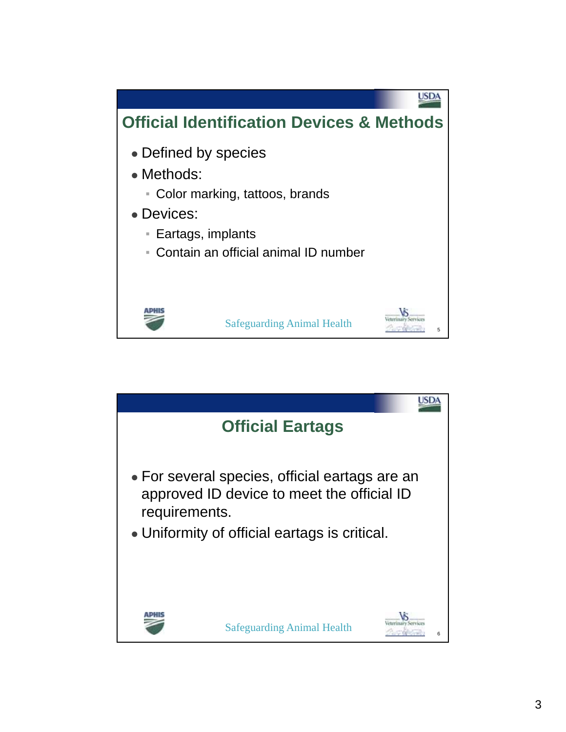## Official Identification Devices & Methods

- Defined by species
- Methods:
  - Color marking, tattoos, brands
- Devices:
  - Eartags, implants
  - Contain an official animal ID number

Safeguarding Animal Health

## Official Eartags

- For several species, official eartags are an approved ID device to meet the official ID requirements.
- Uniformity of official eartags is critical.

Safeguarding Animal Health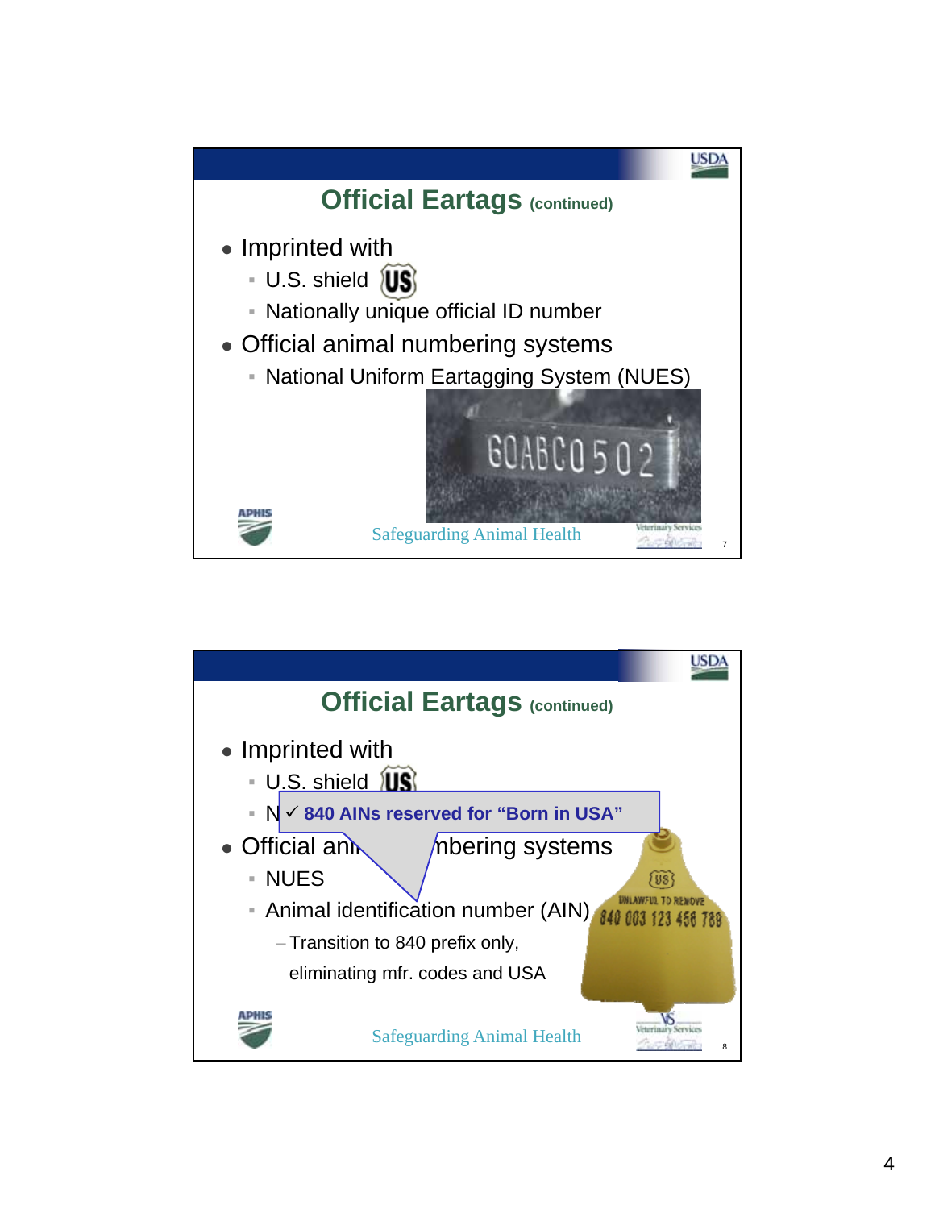## Official Eartags (continued)

- Imprinted with
  - U.S. shield
  - Nationally unique official ID number
- Official animal numbering systems
  - National Uniform Eartagging System (NUES)

Safeguarding Animal Health

## Official Eartags (continued)

- Imprinted with
  - U.S. shield
  - N
- Official ani mbering systems
  - NUES
  - Animal identification number (AIN)
    - Transition to 840 prefix only, eliminating mfr. codes and USA

✓ **840 AINs reserved for "Born in USA"**

Safeguarding Animal Health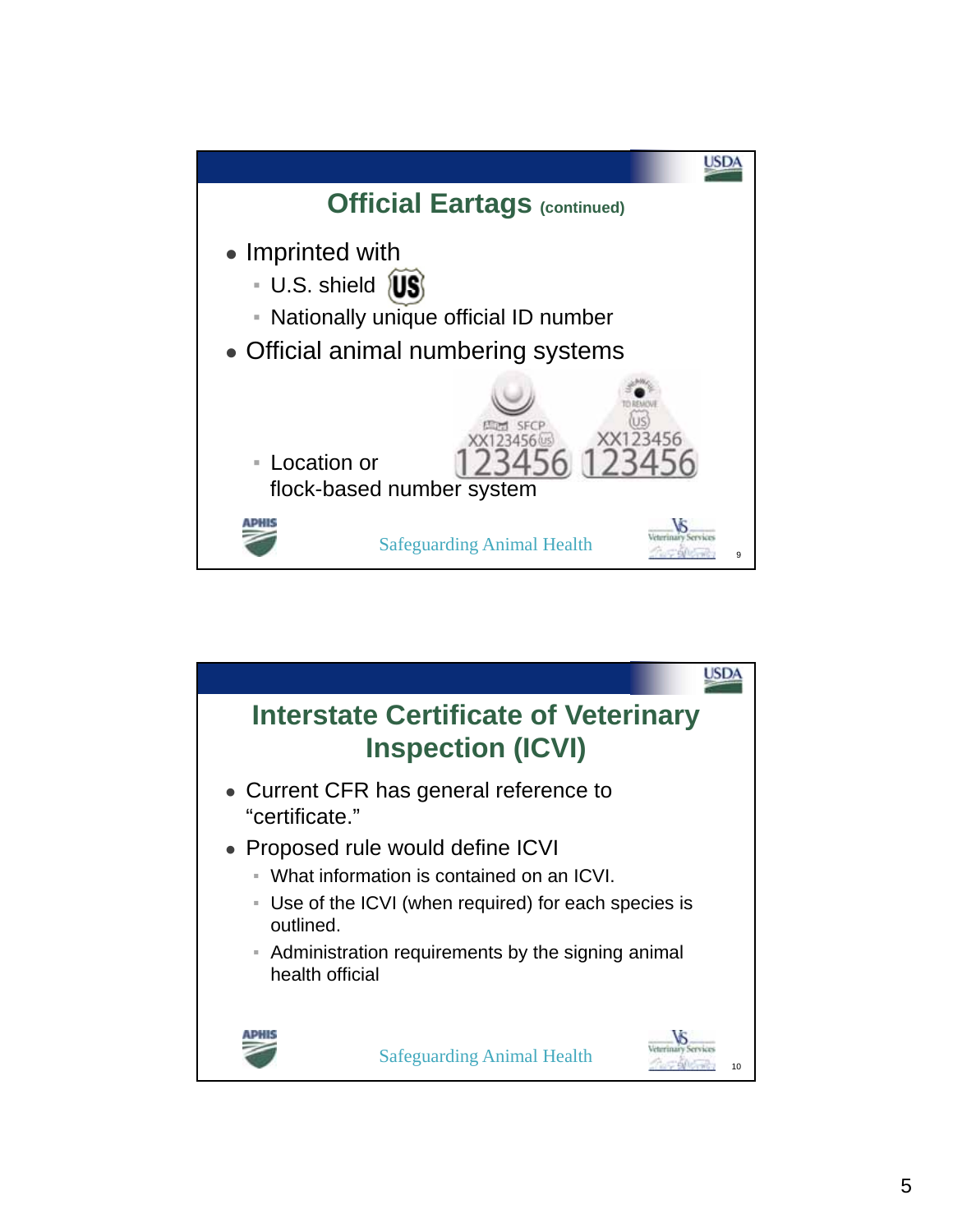## Official Eartags (continued)

- Imprinted with
  - U.S. shield
  - Nationally unique official ID number
- Official animal numbering systems
  - Location or flock-based number system

## Interstate Certificate of Veterinary Inspection (ICVI)

- Current CFR has general reference to "certificate."
- Proposed rule would define ICVI
  - What information is contained on an ICVI.
  - Use of the ICVI (when required) for each species is outlined.
  - Administration requirements by the signing animal health official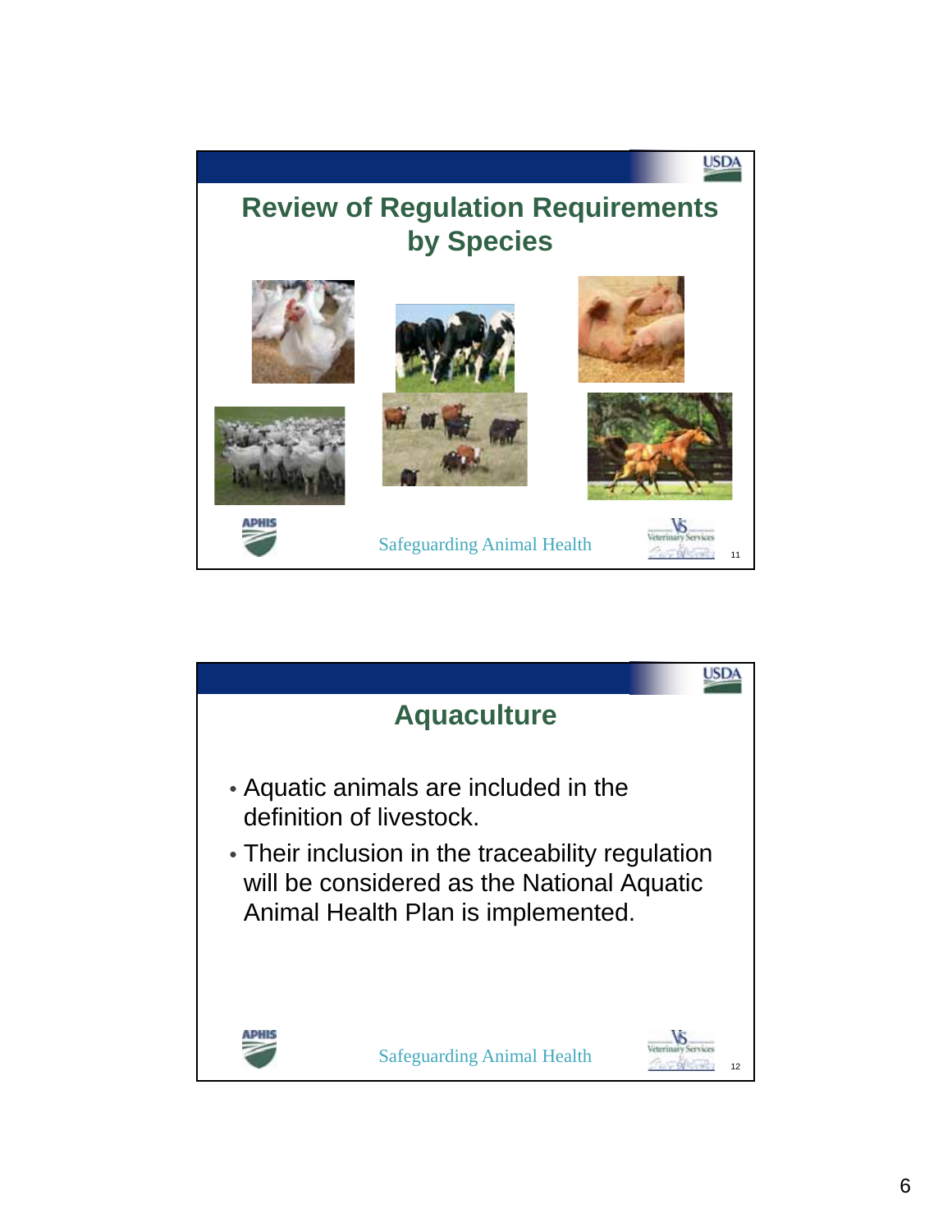## Review of Regulation Requirements by Species

## Aquaculture

- Aquatic animals are included in the definition of livestock.
- Their inclusion in the traceability regulation will be considered as the National Aquatic Animal Health Plan is implemented.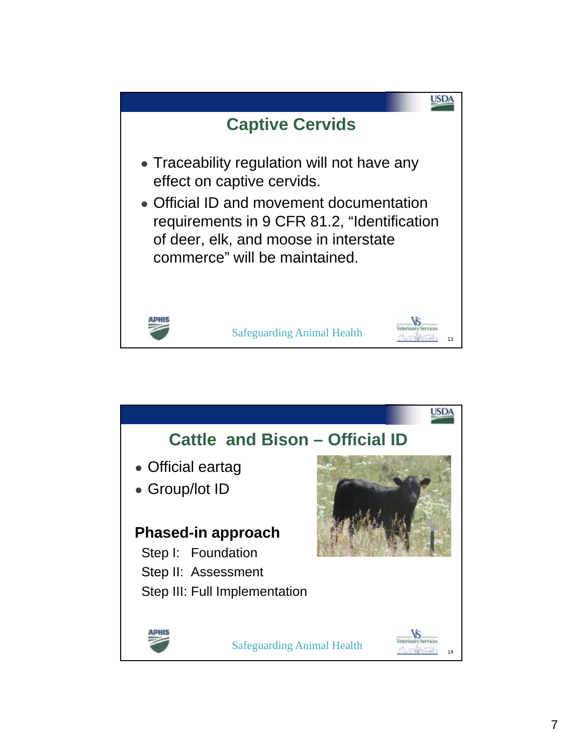## Captive Cervids

- Traceability regulation will not have any effect on captive cervids.
- Official ID and movement documentation requirements in 9 CFR 81.2, "Identification of deer, elk, and moose in interstate commerce" will be maintained.

Safeguarding Animal Health

## Cattle and Bison – Official ID

- Official eartag
- Group/lot ID

**Phased-in approach**

Step I: Foundation

Step II: Assessment

Step III: Full Implementation

Safeguarding Animal Health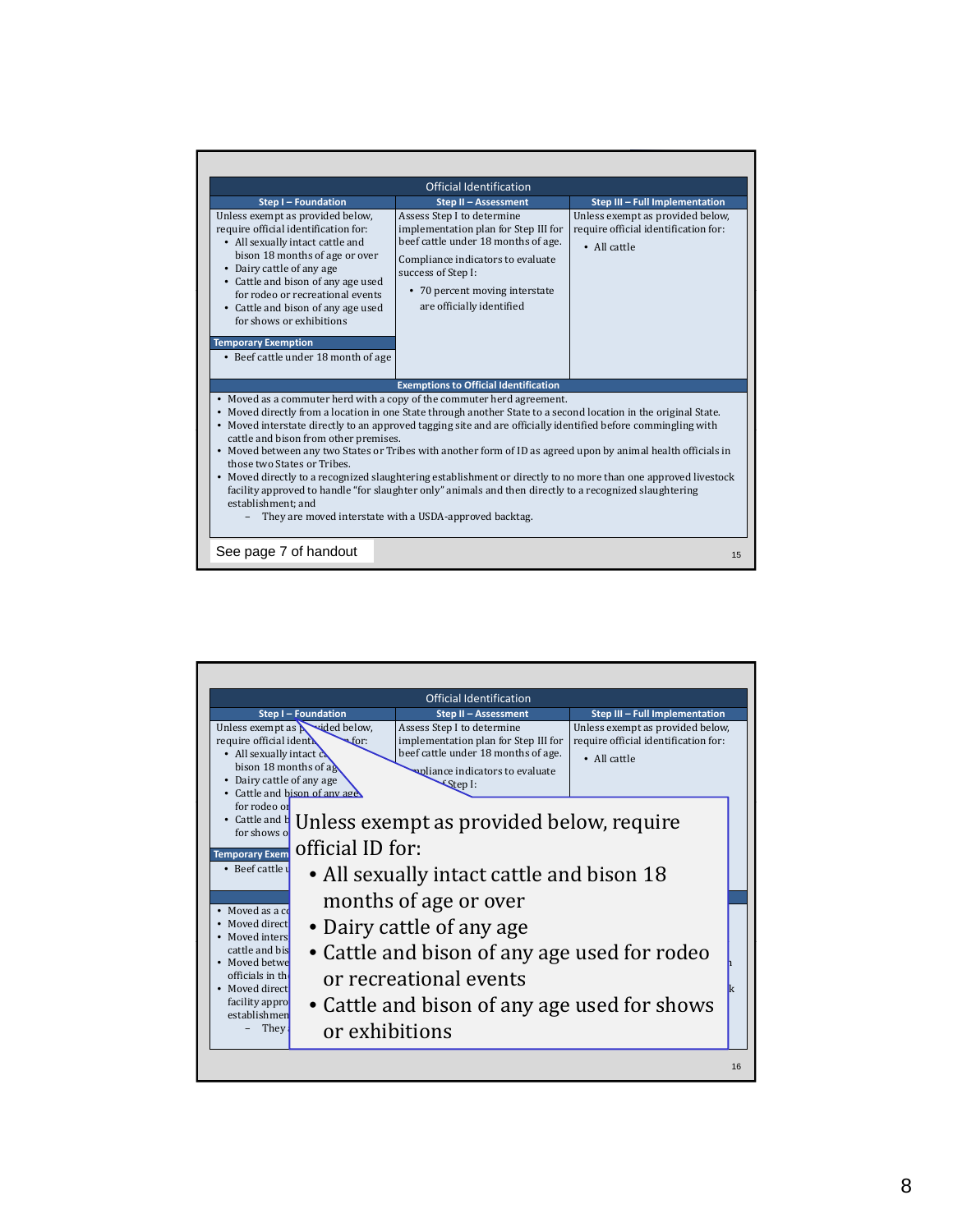| Official Identification | | |
|---|---|---|
| **Step I – Foundation** | **Step II – Assessment** | **Step III – Full Implementation** |
| Unless exempt as provided below, require official identification for:<br>• All sexually intact cattle and bison 18 months of age or over<br>• Dairy cattle of any age<br>• Cattle and bison of any age used for rodeo or recreational events<br>• Cattle and bison of any age used for shows or exhibitions<br>**Temporary Exemption**<br>• Beef cattle under 18 month of age | Assess Step I to determine implementation plan for Step III for beef cattle under 18 months of age.<br>Compliance indicators to evaluate success of Step I:<br>• 70 percent moving interstate are officially identified | Unless exempt as provided below, require official identification for:<br>• All cattle |

**Exemptions to Official Identification**

- Moved as a commuter herd with a copy of the commuter herd agreement.
- Moved directly from a location in one State through another State to a second location in the original State.
- Moved interstate directly to an approved tagging site and are officially identified before commingling with cattle and bison from other premises.
- Moved between any two States or Tribes with another form of ID as agreed upon by animal health officials in those two States or Tribes.
- Moved directly to a recognized slaughtering establishment or directly to no more than one approved livestock facility approved to handle "for slaughter only" animals and then directly to a recognized slaughtering establishment; and
  - They are moved interstate with a USDA-approved backtag.

See page 7 of handout

Unless exempt as provided below, require official ID for:

- All sexually intact cattle and bison 18 months of age or over
- Dairy cattle of any age
- Cattle and bison of any age used for rodeo or recreational events
- Cattle and bison of any age used for shows or exhibitions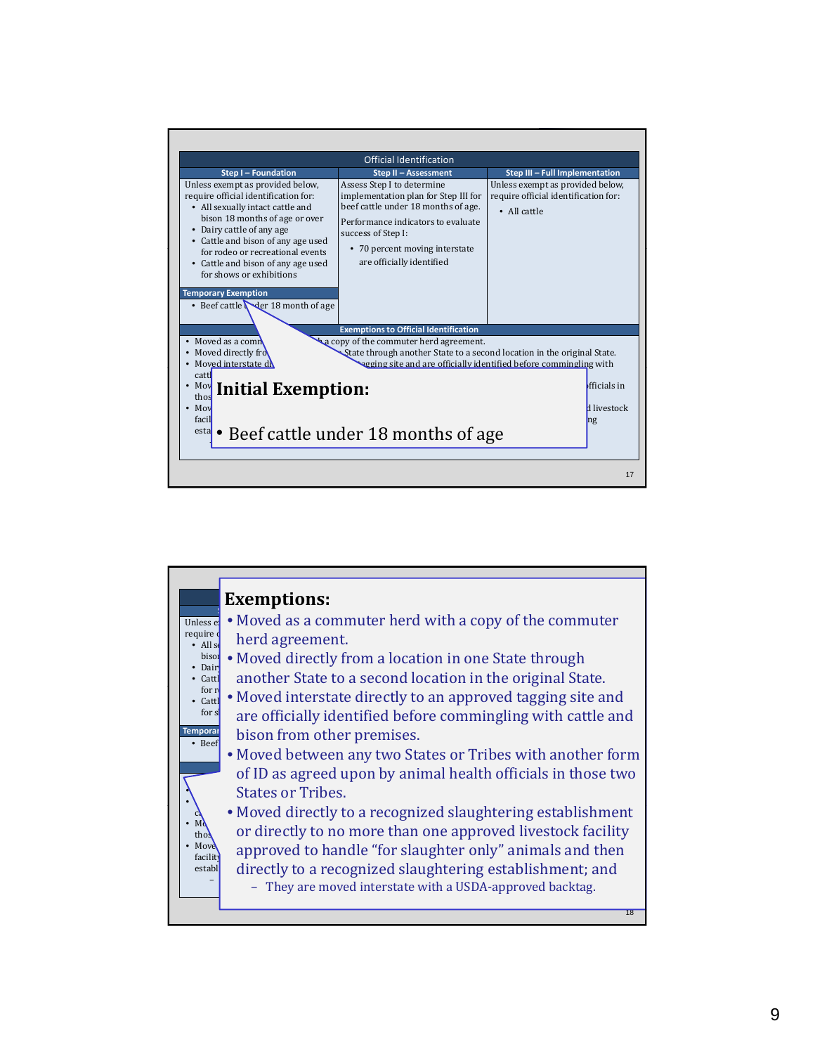## Official Identification

| Step I – Foundation | Step II – Assessment | Step III – Full Implementation |
|---|---|---|
| Unless exempt as provided below, require official identification for: • All sexually intact cattle and bison 18 months of age or over • Dairy cattle of any age • Cattle and bison of any age used for rodeo or recreational events • Cattle and bison of any age used for shows or exhibitions | Assess Step I to determine implementation plan for Step III for beef cattle under 18 months of age. Performance indicators to evaluate success of Step I: • 70 percent moving interstate are officially identified | Unless exempt as provided below, require official identification for: • All cattle |

**Temporary Exemption**
- Beef cattle under 18 month of age

**Initial Exemption:**
- Beef cattle under 18 months of age

---

**Exemptions:**
- Moved as a commuter herd with a copy of the commuter herd agreement.
- Moved directly from a location in one State through another State to a second location in the original State.
- Moved interstate directly to an approved tagging site and are officially identified before commingling with cattle and bison from other premises.
- Moved between any two States or Tribes with another form of ID as agreed upon by animal health officials in those two States or Tribes.
- Moved directly to a recognized slaughtering establishment or directly to no more than one approved livestock facility approved to handle "for slaughter only" animals and then directly to a recognized slaughtering establishment; and
  - They are moved interstate with a USDA-approved backtag.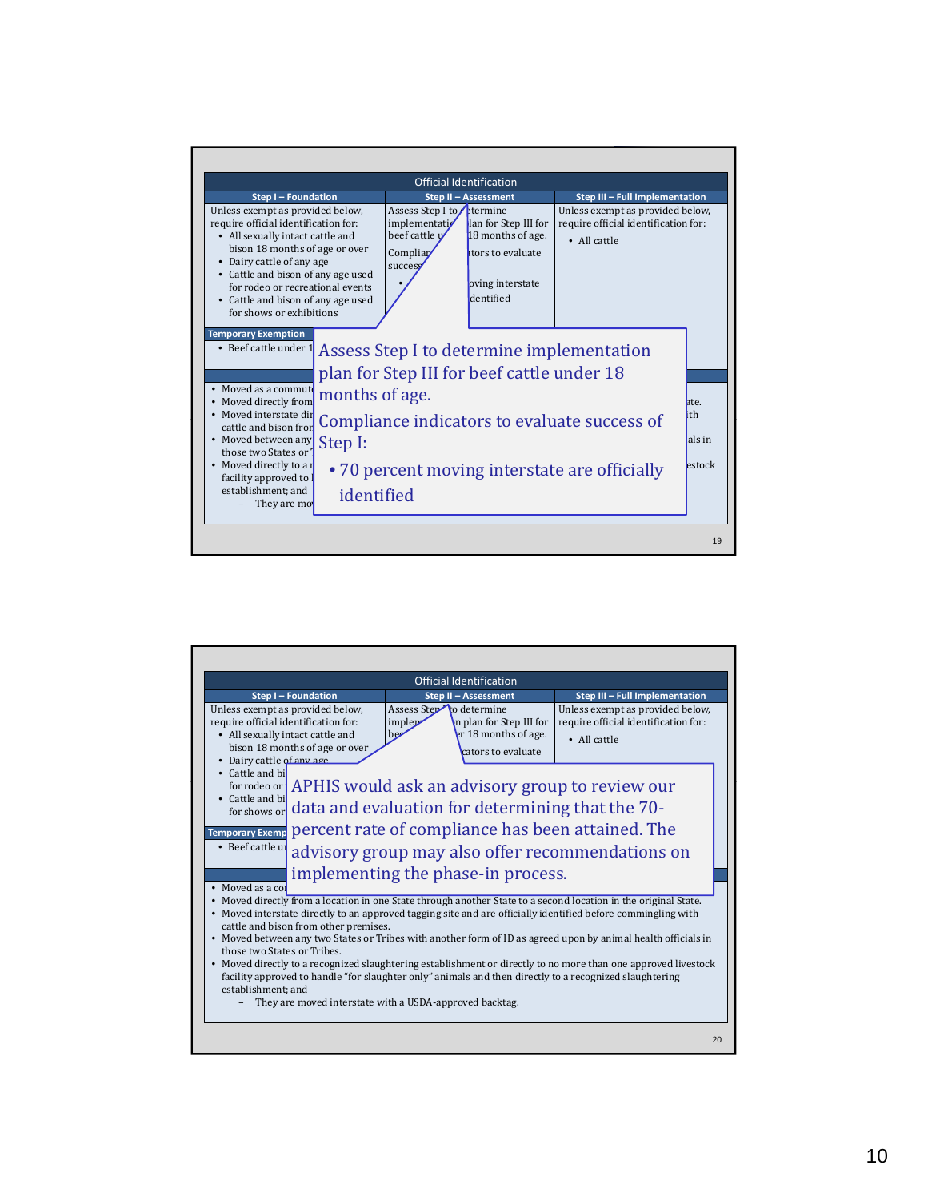## Official Identification

| Step I – Foundation | Step II – Assessment | Step III – Full Implementation |
|---|---|---|
| Unless exempt as provided below, require official identification for: • All sexually intact cattle and bison 18 months of age or over • Dairy cattle of any age • Cattle and bison of any age used for rodeo or recreational events • Cattle and bison of any age used for shows or exhibitions | Assess Step I to determine implementation plan for Step III for beef cattle under 18 months of age. Compliance indicators to evaluate success … | Unless exempt as provided below, require official identification for: • All cattle |

**Temporary Exemption**

- Beef cattle under 1…

- Moved as a commute…
- Moved directly from…
- Moved interstate di… cattle and bison fro…
- Moved between any… those two States or…
- Moved directly to a… facility approved to… establishment; and
  - They are mo…

Assess Step I to determine implementation plan for Step III for beef cattle under 18 months of age.

Compliance indicators to evaluate success of Step I:

- 70 percent moving interstate are officially identified

---

## Official Identification

| Step I – Foundation | Step II – Assessment | Step III – Full Implementation |
|---|---|---|
| Unless exempt as provided below, require official identification for: • All sexually intact cattle and bison 18 months of age or over • Dairy cattle of any age • Cattle and bi… for rodeo or… • Cattle and bi… for shows or… | Assess Step… to determine implem… n plan for Step III for be… r 18 months of age. …cators to evaluate | Unless exempt as provided below, require official identification for: • All cattle |

**Temporary Exemp…**

- Beef cattle u…

- Moved as a co…
- Moved directly from a location in one State through another State to a second location in the original State.
- Moved interstate directly to an approved tagging site and are officially identified before commingling with cattle and bison from other premises.
- Moved between any two States or Tribes with another form of ID as agreed upon by animal health officials in those two States or Tribes.
- Moved directly to a recognized slaughtering establishment or directly to no more than one approved livestock facility approved to handle "for slaughter only" animals and then directly to a recognized slaughtering establishment; and
  - They are moved interstate with a USDA-approved backtag.

APHIS would ask an advisory group to review our data and evaluation for determining that the 70-percent rate of compliance has been attained. The advisory group may also offer recommendations on implementing the phase-in process.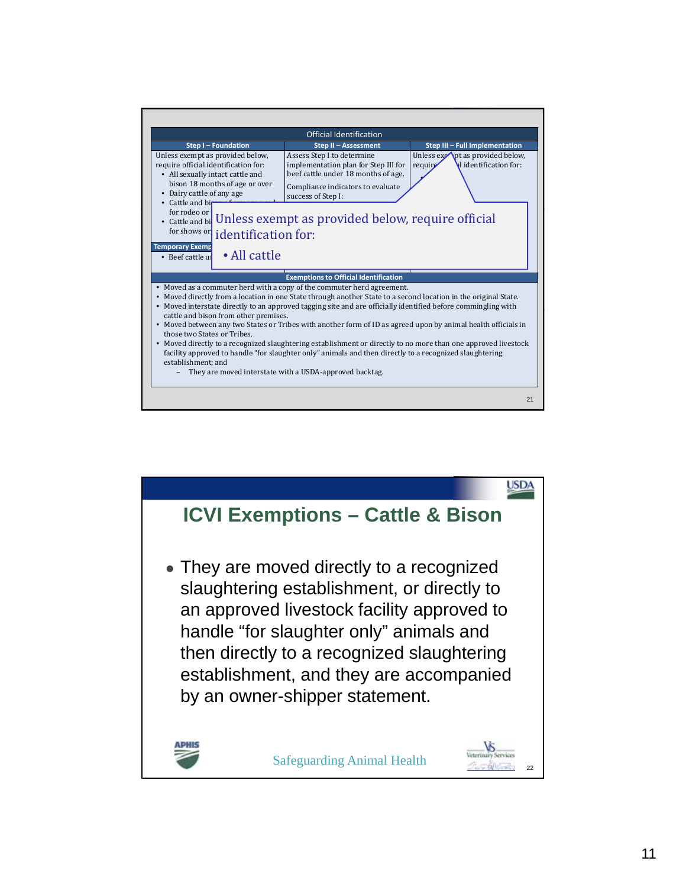## Official Identification

| Step I – Foundation | Step II – Assessment | Step III – Full Implementation |
|---|---|---|
| Unless exempt as provided below, require official identification for: • All sexually intact cattle and bison 18 months of age or over • Dairy cattle of any age • Cattle and bi... for rodeo or ... • Cattle and bi... for shows or ... | Assess Step I to determine implementation plan for Step III for beef cattle under 18 months of age. Compliance indicators to evaluate success of Step I: | Unless exempt as provided below, require official identification for: |

**Temporary Exemp...**

- Beef cattle u...

> Unless exempt as provided below, require official identification for:
>
> - All cattle

**Exemptions to Official Identification**

- Moved as a commuter herd with a copy of the commuter herd agreement.
- Moved directly from a location in one State through another State to a second location in the original State.
- Moved interstate directly to an approved tagging site and are officially identified before commingling with cattle and bison from other premises.
- Moved between any two States or Tribes with another form of ID as agreed upon by animal health officials in those two States or Tribes.
- Moved directly to a recognized slaughtering establishment or directly to no more than one approved livestock facility approved to handle "for slaughter only" animals and then directly to a recognized slaughtering establishment; and
  - They are moved interstate with a USDA-approved backtag.

## ICVI Exemptions – Cattle & Bison

- They are moved directly to a recognized slaughtering establishment, or directly to an approved livestock facility approved to handle "for slaughter only" animals and then directly to a recognized slaughtering establishment, and they are accompanied by an owner-shipper statement.

Safeguarding Animal Health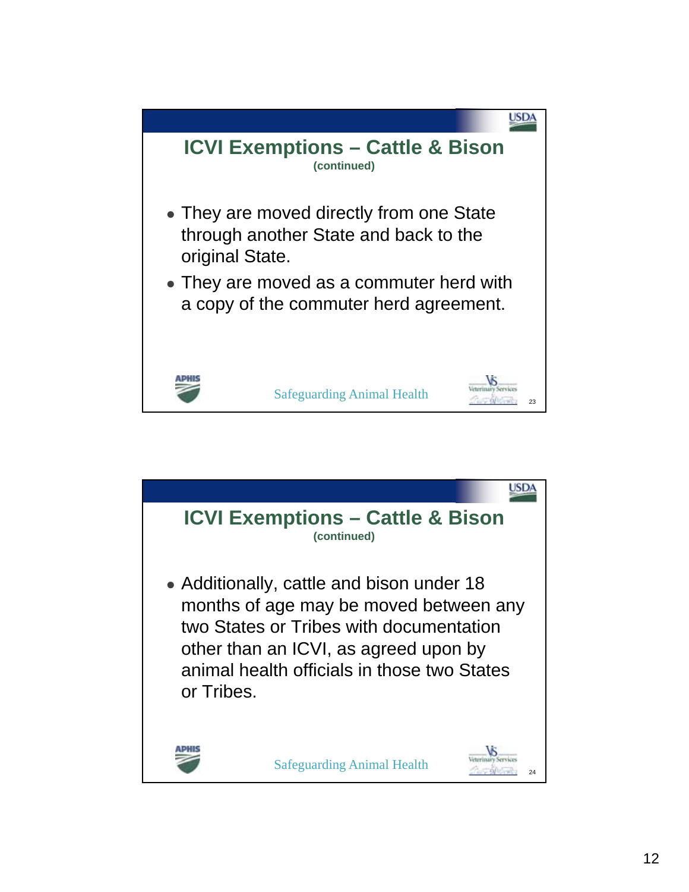## ICVI Exemptions – Cattle & Bison

**(continued)**

- They are moved directly from one State through another State and back to the original State.
- They are moved as a commuter herd with a copy of the commuter herd agreement.

Safeguarding Animal Health

## ICVI Exemptions – Cattle & Bison

**(continued)**

- Additionally, cattle and bison under 18 months of age may be moved between any two States or Tribes with documentation other than an ICVI, as agreed upon by animal health officials in those two States or Tribes.

Safeguarding Animal Health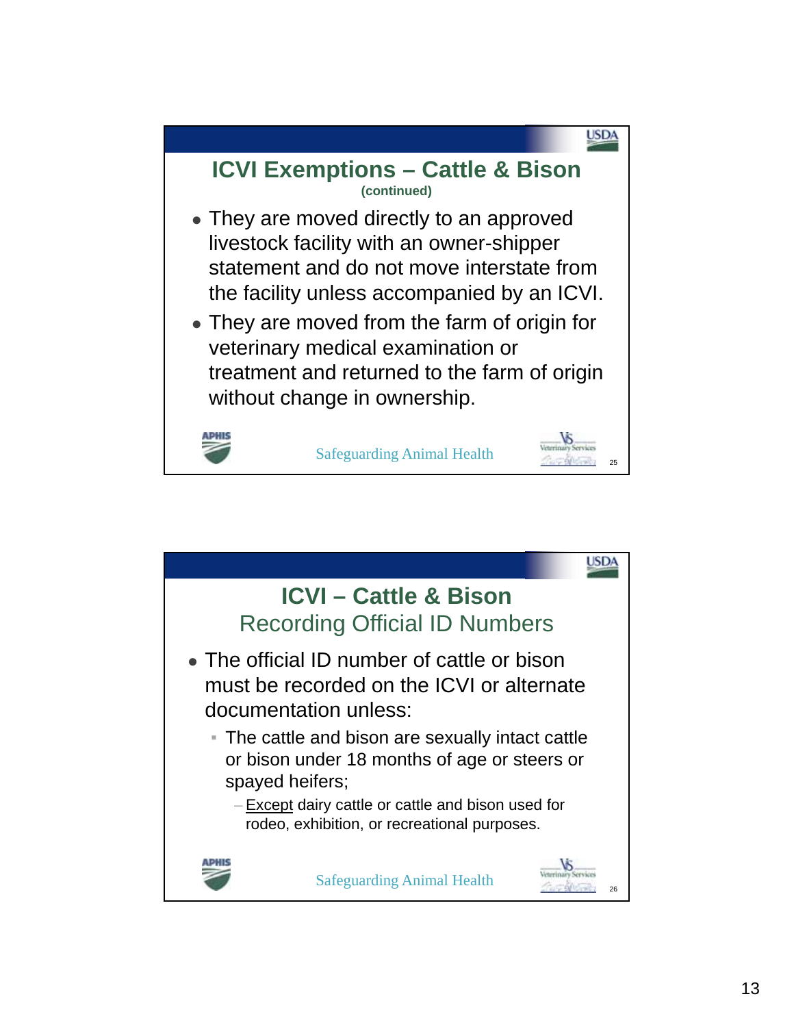## ICVI Exemptions – Cattle & Bison

(continued)

- They are moved directly to an approved livestock facility with an owner-shipper statement and do not move interstate from the facility unless accompanied by an ICVI.
- They are moved from the farm of origin for veterinary medical examination or treatment and returned to the farm of origin without change in ownership.

Safeguarding Animal Health

## ICVI – Cattle & Bison

### Recording Official ID Numbers

- The official ID number of cattle or bison must be recorded on the ICVI or alternate documentation unless:
  - The cattle and bison are sexually intact cattle or bison under 18 months of age or steers or spayed heifers;
    - Except dairy cattle or cattle and bison used for rodeo, exhibition, or recreational purposes.

Safeguarding Animal Health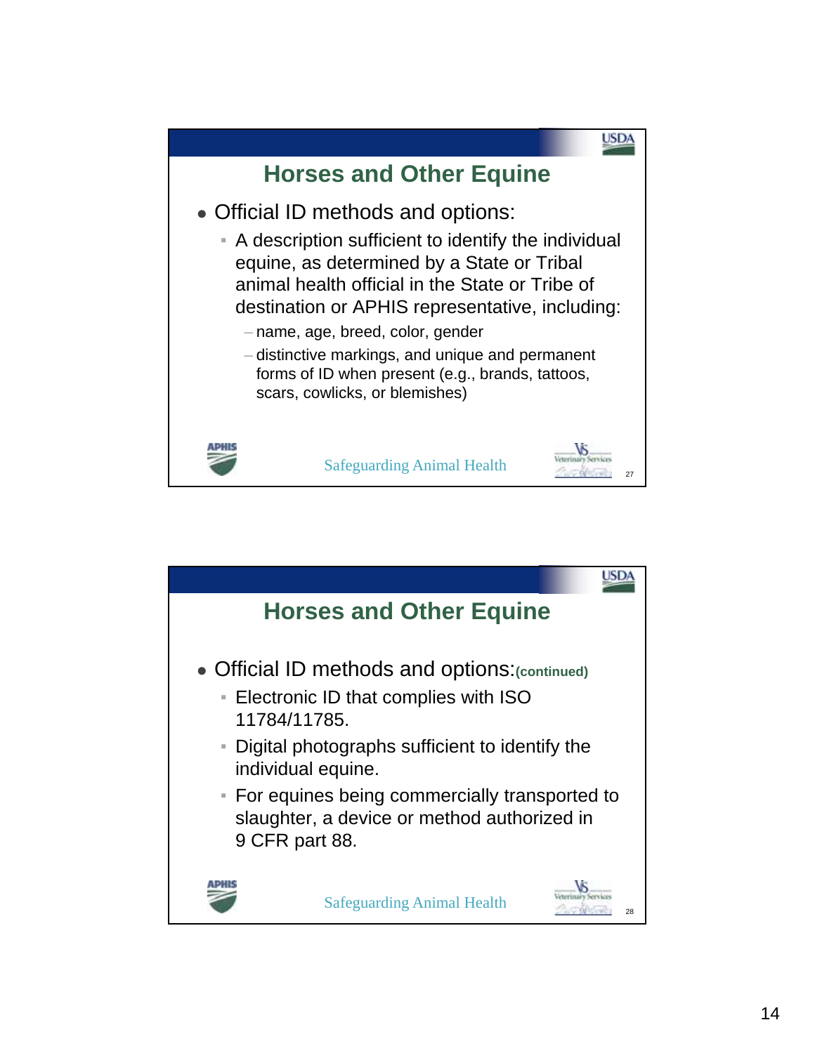## Horses and Other Equine

- Official ID methods and options:
  - A description sufficient to identify the individual equine, as determined by a State or Tribal animal health official in the State or Tribe of destination or APHIS representative, including:
    - name, age, breed, color, gender
    - distinctive markings, and unique and permanent forms of ID when present (e.g., brands, tattoos, scars, cowlicks, or blemishes)

Safeguarding Animal Health

## Horses and Other Equine

- Official ID methods and options: **(continued)**
  - Electronic ID that complies with ISO 11784/11785.
  - Digital photographs sufficient to identify the individual equine.
  - For equines being commercially transported to slaughter, a device or method authorized in 9 CFR part 88.

Safeguarding Animal Health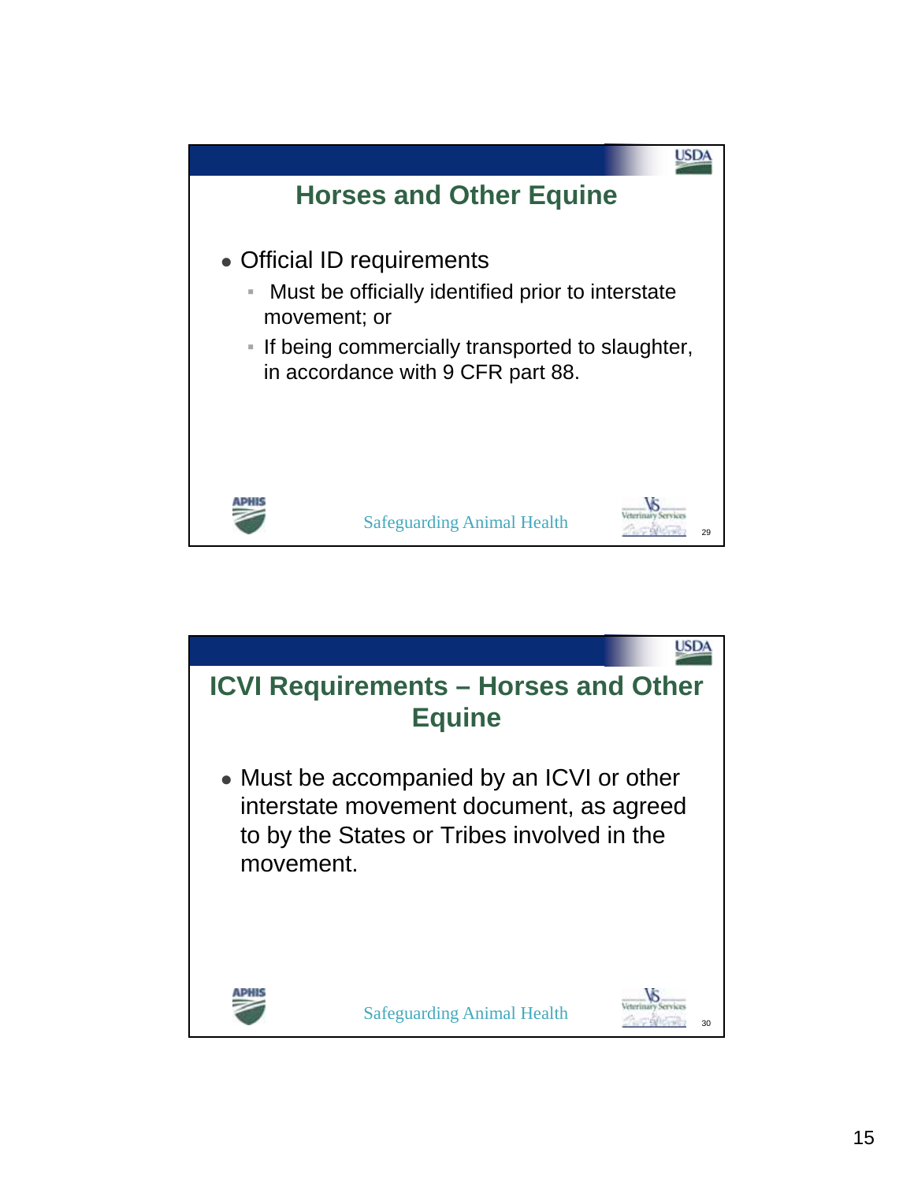## Horses and Other Equine

- Official ID requirements
  - Must be officially identified prior to interstate movement; or
  - If being commercially transported to slaughter, in accordance with 9 CFR part 88.

Safeguarding Animal Health

## ICVI Requirements – Horses and Other Equine

- Must be accompanied by an ICVI or other interstate movement document, as agreed to by the States or Tribes involved in the movement.

Safeguarding Animal Health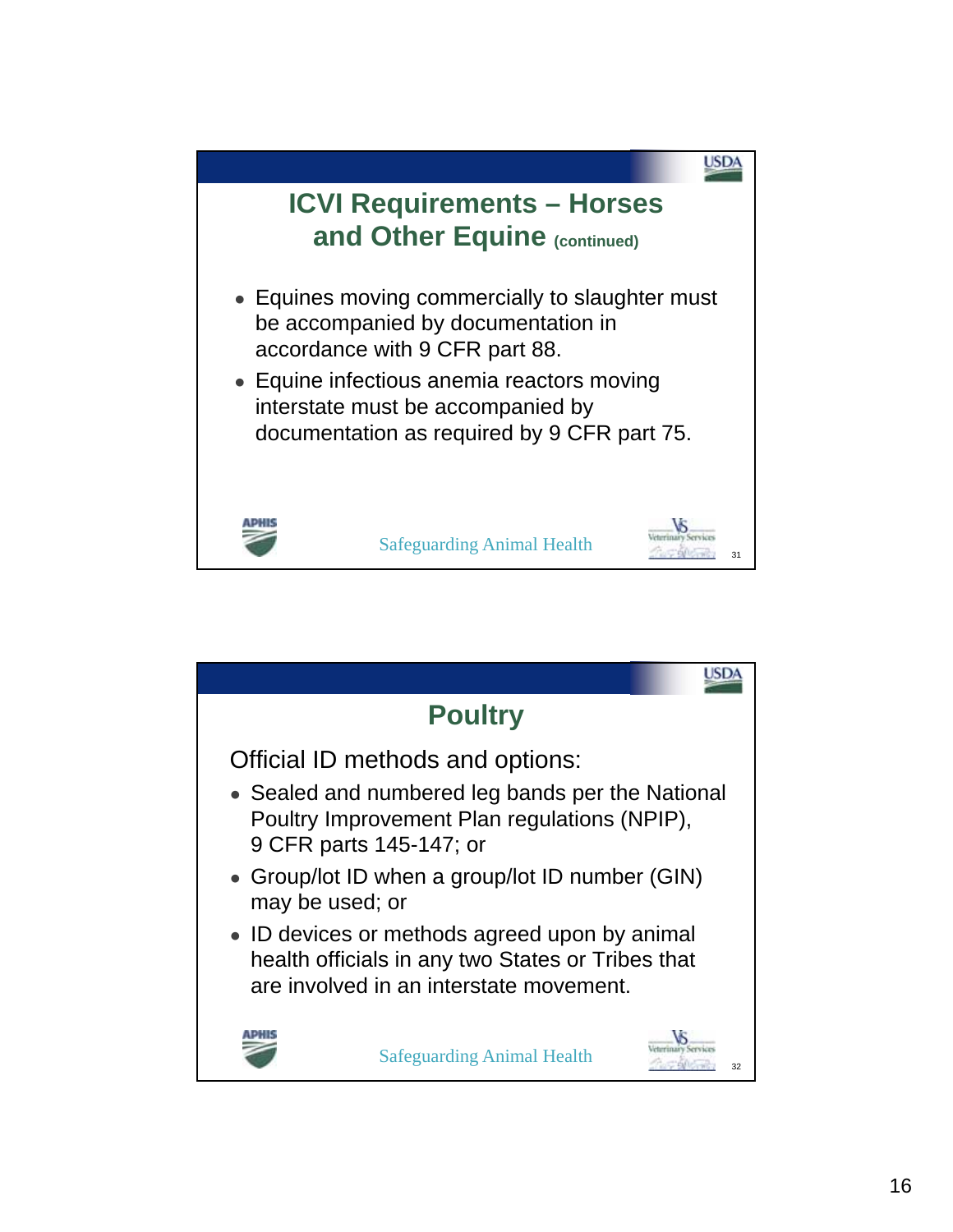## ICVI Requirements – Horses and Other Equine (continued)

- Equines moving commercially to slaughter must be accompanied by documentation in accordance with 9 CFR part 88.
- Equine infectious anemia reactors moving interstate must be accompanied by documentation as required by 9 CFR part 75.

## Poultry

Official ID methods and options:

- Sealed and numbered leg bands per the National Poultry Improvement Plan regulations (NPIP), 9 CFR parts 145-147; or
- Group/lot ID when a group/lot ID number (GIN) may be used; or
- ID devices or methods agreed upon by animal health officials in any two States or Tribes that are involved in an interstate movement.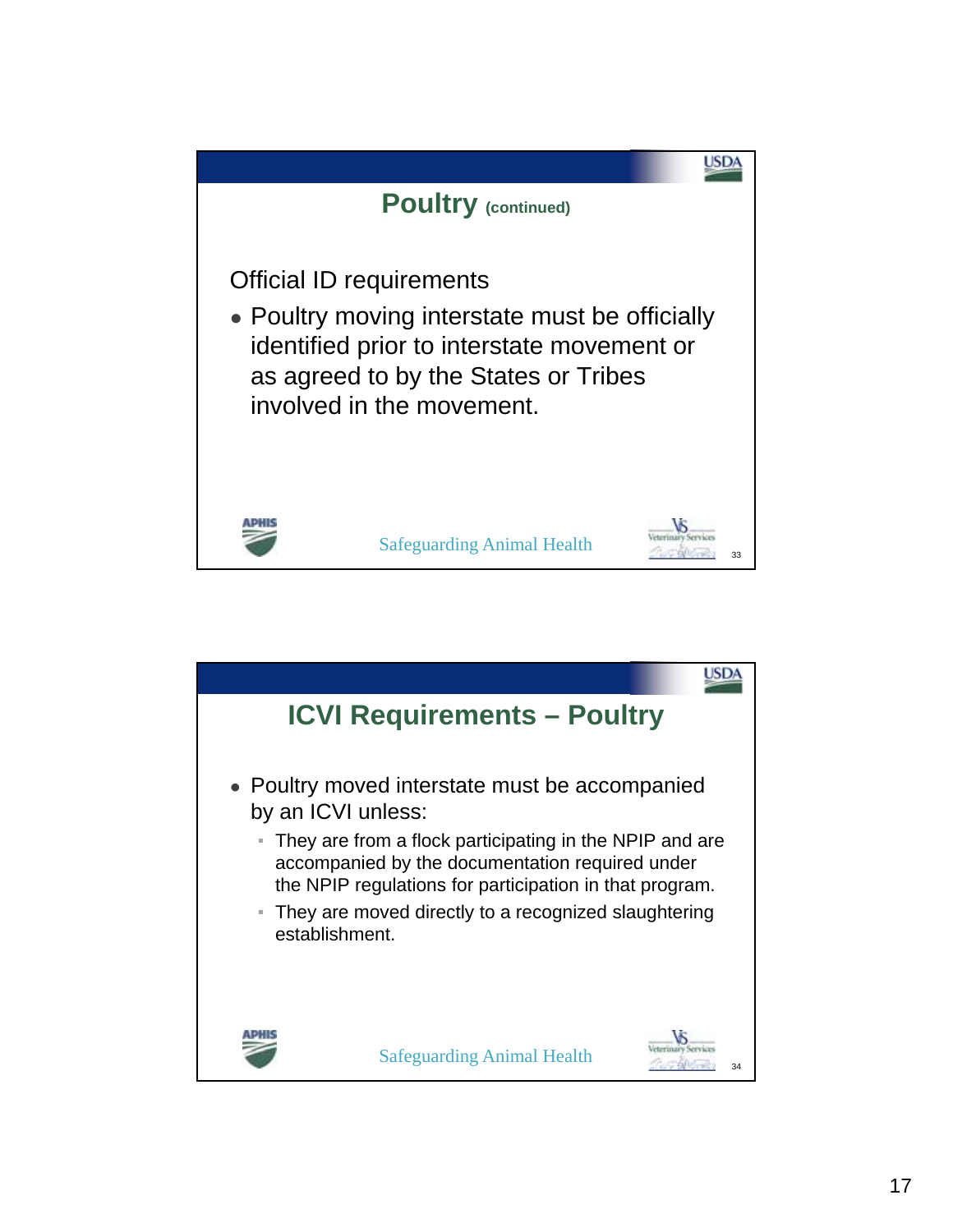## Poultry (continued)

Official ID requirements

- Poultry moving interstate must be officially identified prior to interstate movement or as agreed to by the States or Tribes involved in the movement.

Safeguarding Animal Health

## ICVI Requirements – Poultry

- Poultry moved interstate must be accompanied by an ICVI unless:
  - They are from a flock participating in the NPIP and are accompanied by the documentation required under the NPIP regulations for participation in that program.
  - They are moved directly to a recognized slaughtering establishment.

Safeguarding Animal Health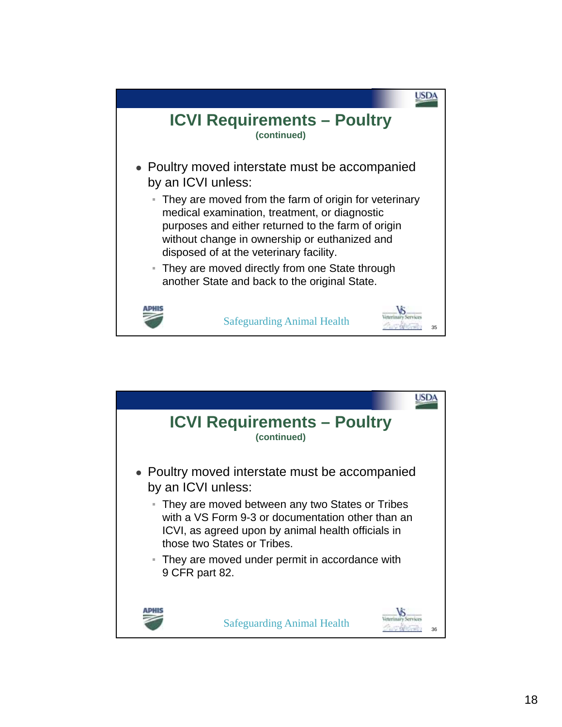## ICVI Requirements – Poultry

**(continued)**

- Poultry moved interstate must be accompanied by an ICVI unless:
  - They are moved from the farm of origin for veterinary medical examination, treatment, or diagnostic purposes and either returned to the farm of origin without change in ownership or euthanized and disposed of at the veterinary facility.
  - They are moved directly from one State through another State and back to the original State.

Safeguarding Animal Health

## ICVI Requirements – Poultry

**(continued)**

- Poultry moved interstate must be accompanied by an ICVI unless:
  - They are moved between any two States or Tribes with a VS Form 9-3 or documentation other than an ICVI, as agreed upon by animal health officials in those two States or Tribes.
  - They are moved under permit in accordance with 9 CFR part 82.

Safeguarding Animal Health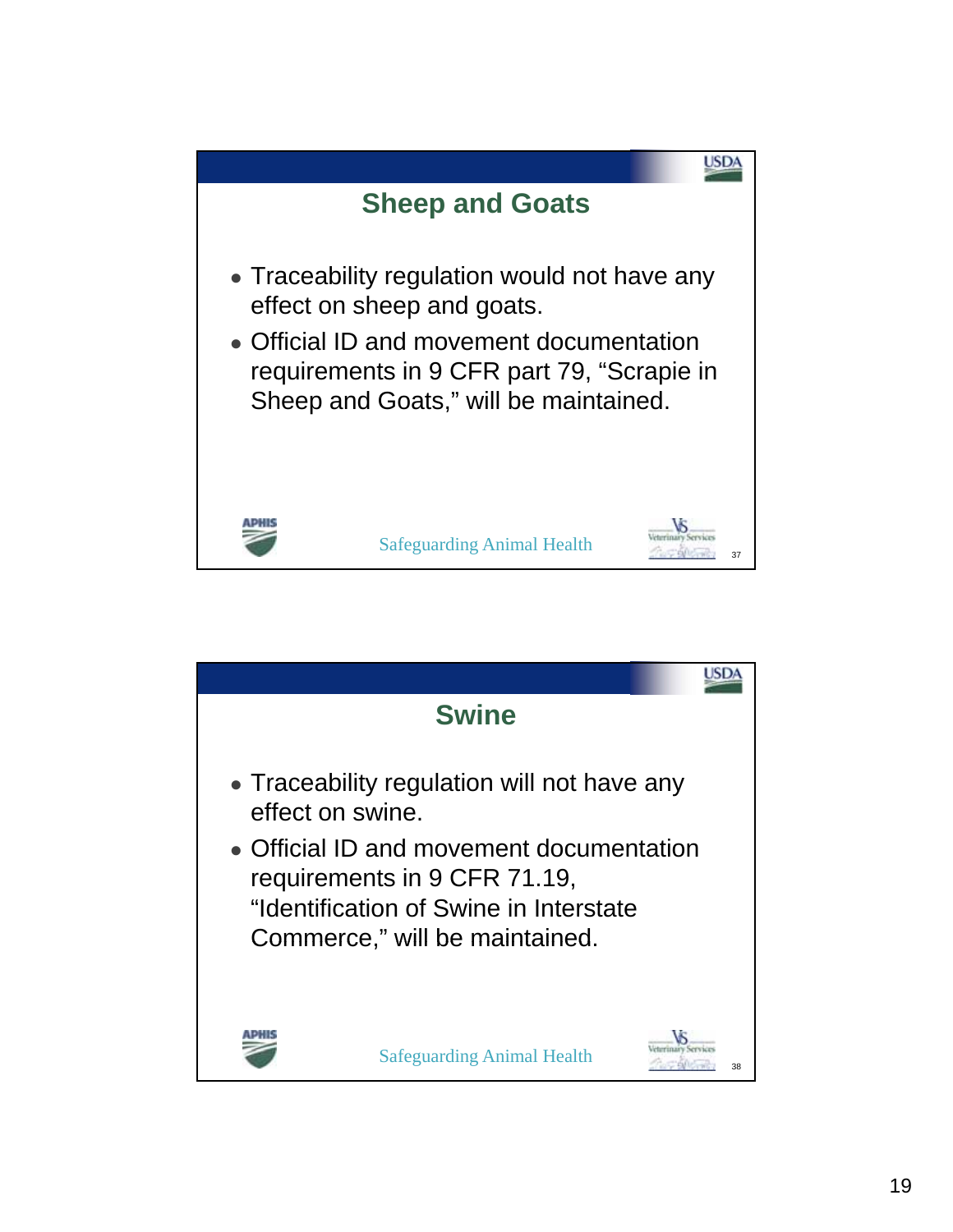## Sheep and Goats

- Traceability regulation would not have any effect on sheep and goats.
- Official ID and movement documentation requirements in 9 CFR part 79, "Scrapie in Sheep and Goats," will be maintained.

## Swine

- Traceability regulation will not have any effect on swine.
- Official ID and movement documentation requirements in 9 CFR 71.19, "Identification of Swine in Interstate Commerce," will be maintained.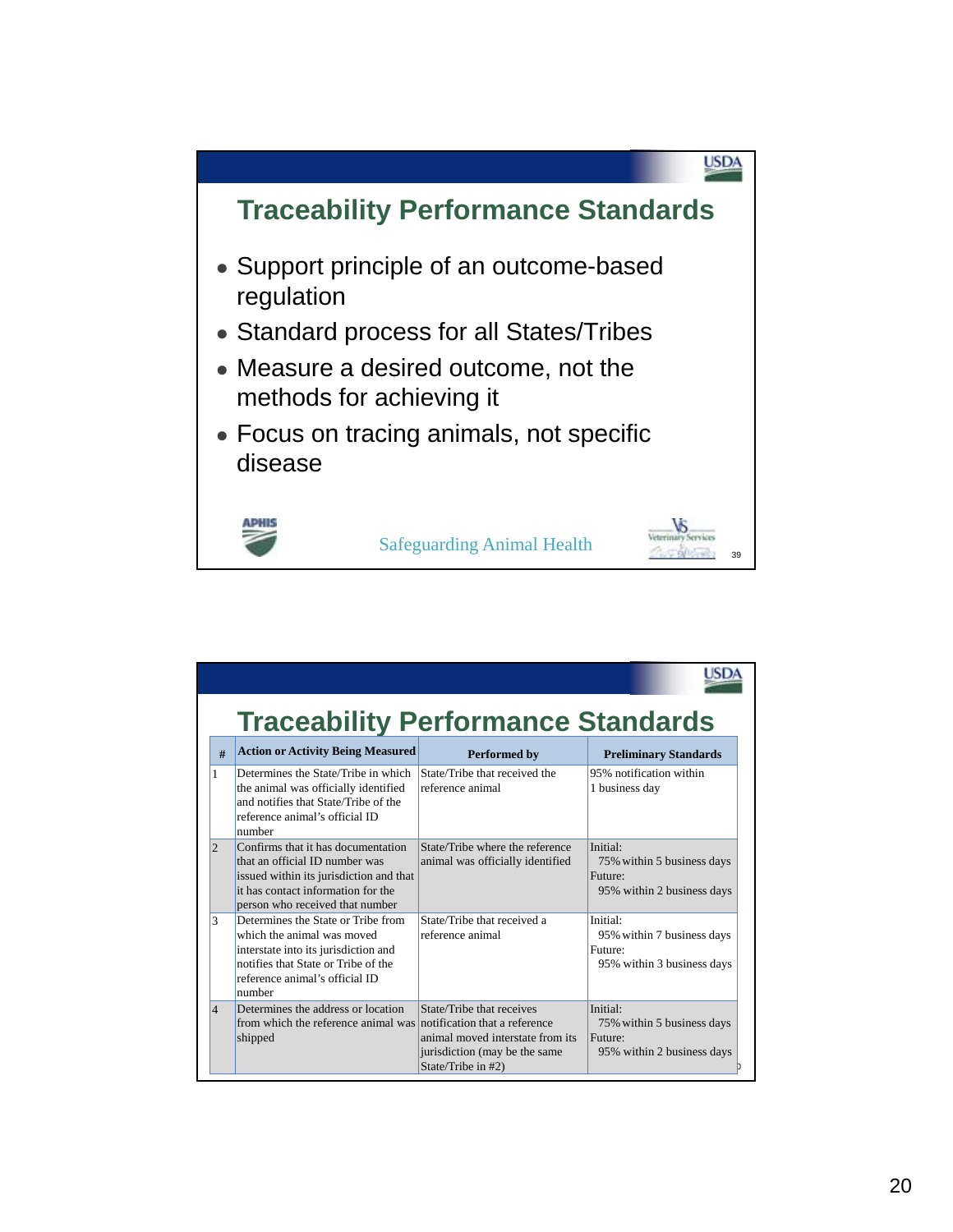## Traceability Performance Standards

- Support principle of an outcome-based regulation
- Standard process for all States/Tribes
- Measure a desired outcome, not the methods for achieving it
- Focus on tracing animals, not specific disease

Safeguarding Animal Health

## Traceability Performance Standards

| # | Action or Activity Being Measured | Performed by | Preliminary Standards |
|---|---|---|---|
| 1 | Determines the State/Tribe in which the animal was officially identified and notifies that State/Tribe of the reference animal's official ID number | State/Tribe that received the reference animal | 95% notification within 1 business day |
| 2 | Confirms that it has documentation that an official ID number was issued within its jurisdiction and that it has contact information for the person who received that number | State/Tribe where the reference animal was officially identified | Initial: 75% within 5 business days Future: 95% within 2 business days |
| 3 | Determines the State or Tribe from which the animal was moved interstate into its jurisdiction and notifies that State or Tribe of the reference animal's official ID number | State/Tribe that received a reference animal | Initial: 95% within 7 business days Future: 95% within 3 business days |
| 4 | Determines the address or location from which the reference animal was shipped | State/Tribe that receives notification that a reference animal moved interstate from its jurisdiction (may be the same State/Tribe in #2) | Initial: 75% within 5 business days Future: 95% within 2 business days |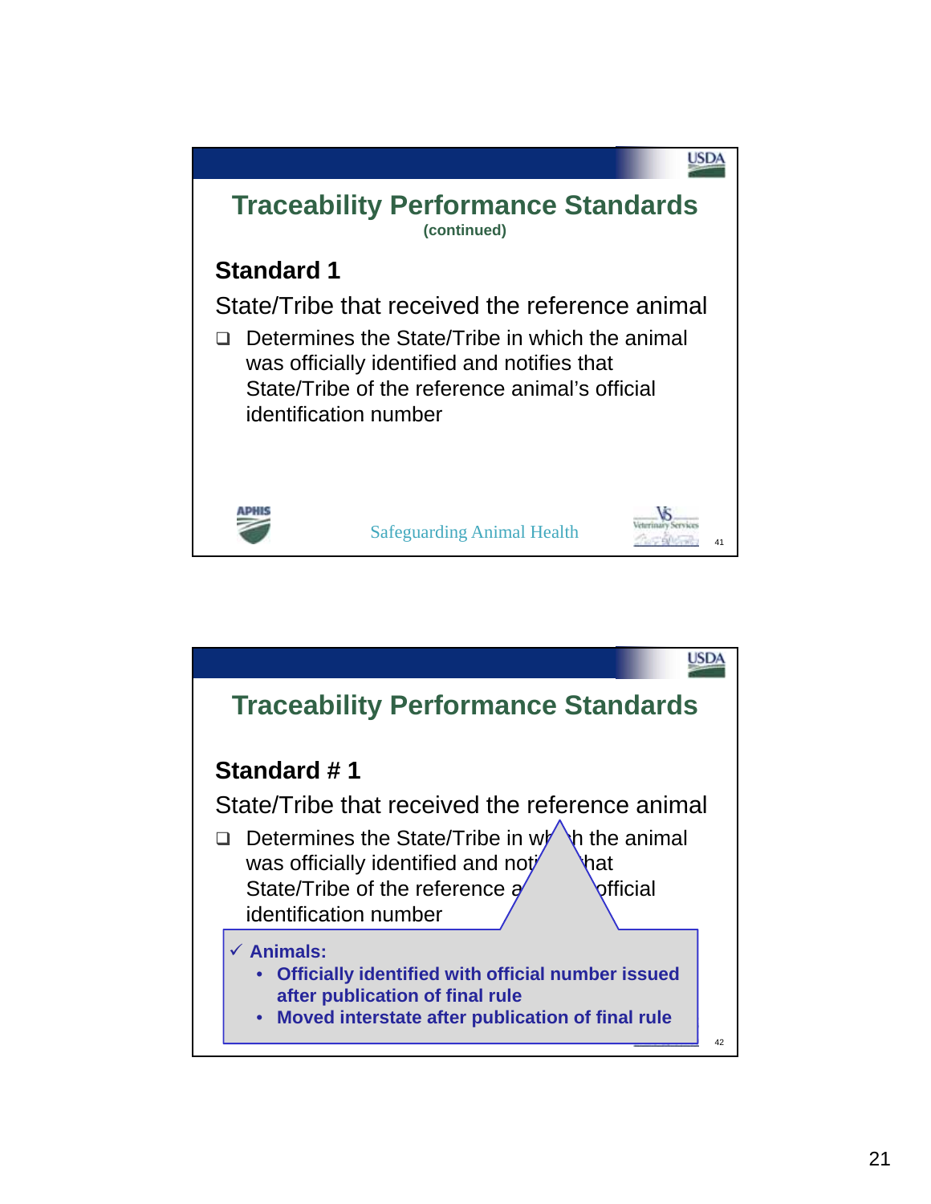## Traceability Performance Standards

**(continued)**

### Standard 1

State/Tribe that received the reference animal

- Determines the State/Tribe in which the animal was officially identified and notifies that State/Tribe of the reference animal's official identification number

---

## Traceability Performance Standards

### Standard # 1

State/Tribe that received the reference animal

- Determines the State/Tribe in which the animal was officially identified and notifies that State/Tribe of the reference animal's official identification number

✓ **Animals:**

- **Officially identified with official number issued after publication of final rule**
- **Moved interstate after publication of final rule**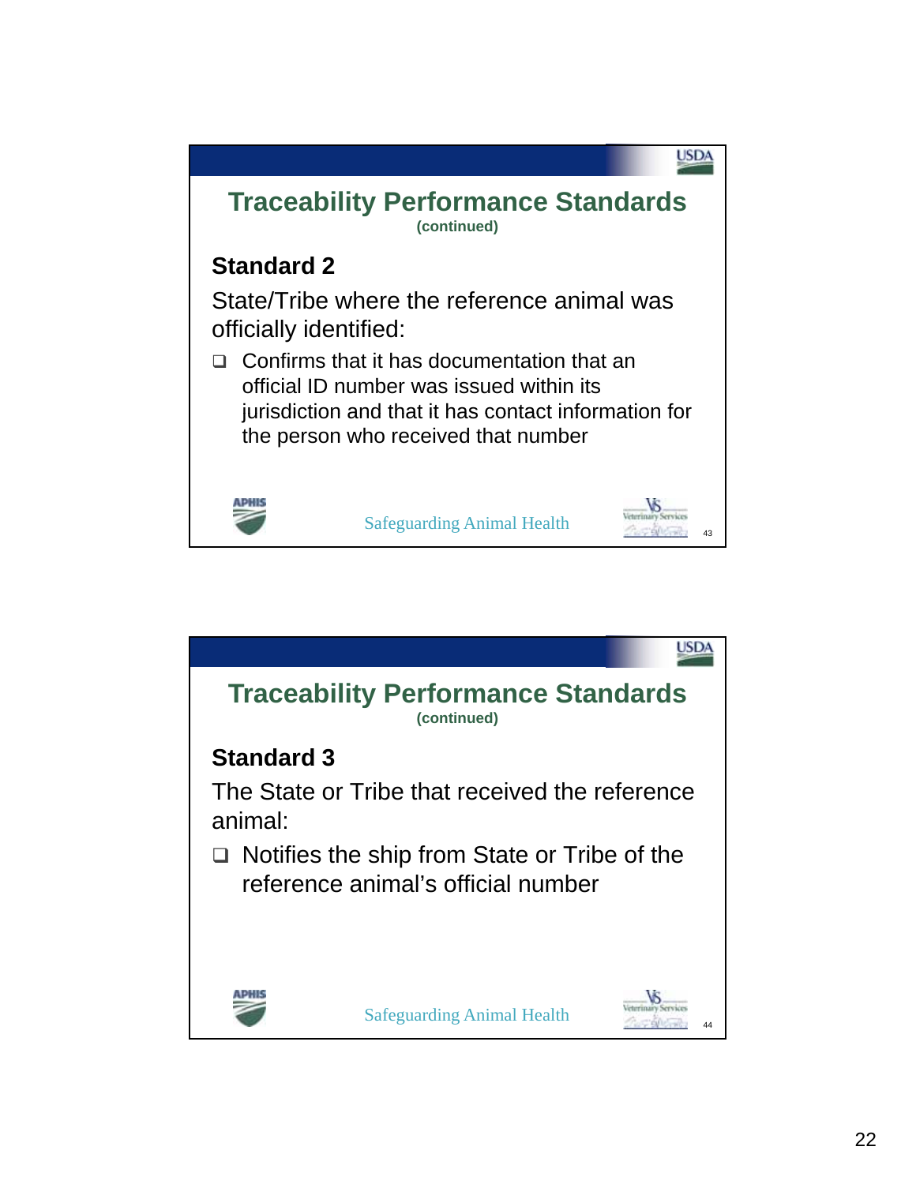## Traceability Performance Standards

**(continued)**

### Standard 2

State/Tribe where the reference animal was officially identified:

- Confirms that it has documentation that an official ID number was issued within its jurisdiction and that it has contact information for the person who received that number

Safeguarding Animal Health

## Traceability Performance Standards

**(continued)**

### Standard 3

The State or Tribe that received the reference animal:

- Notifies the ship from State or Tribe of the reference animal's official number

Safeguarding Animal Health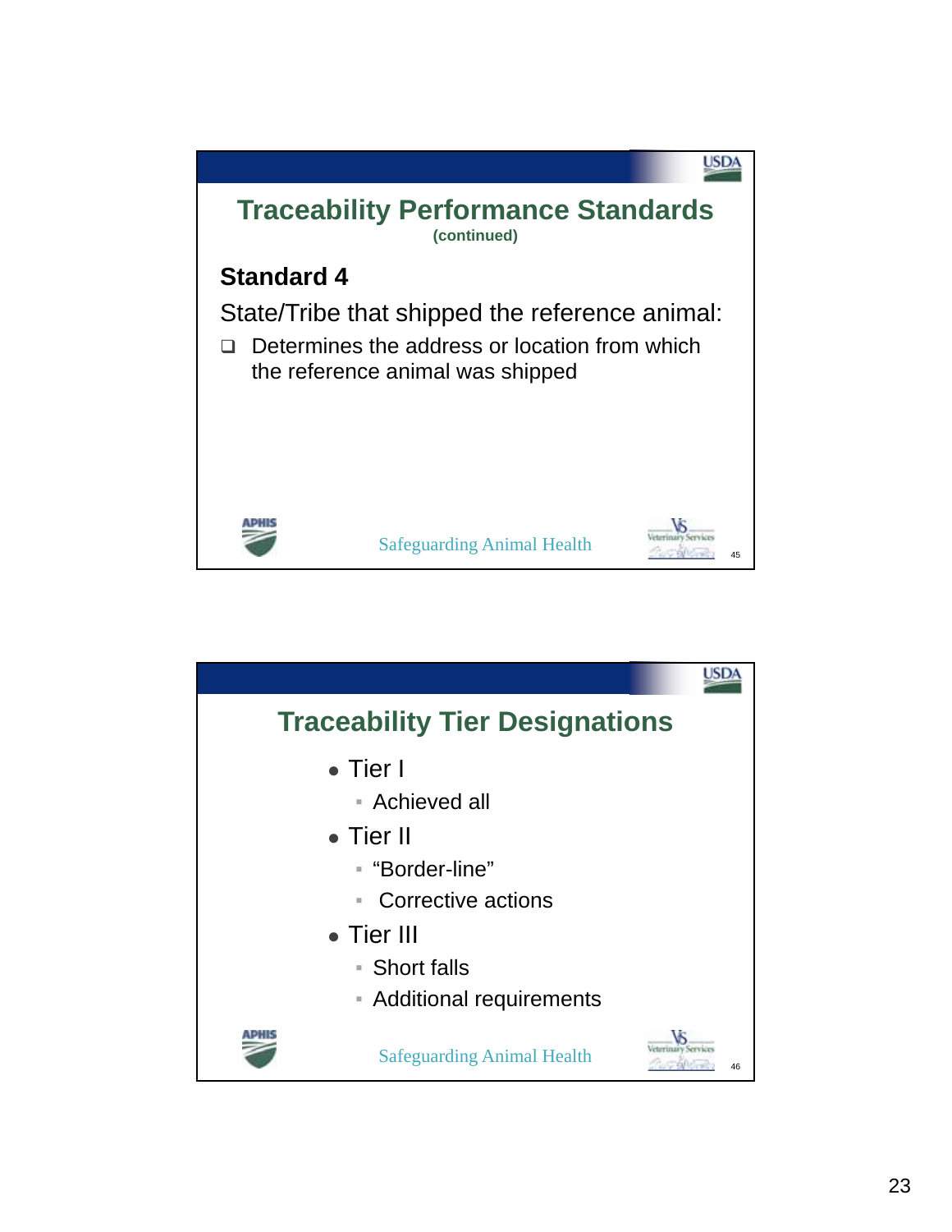## Traceability Performance Standards

**(continued)**

### Standard 4

State/Tribe that shipped the reference animal:

- Determines the address or location from which the reference animal was shipped

Safeguarding Animal Health

## Traceability Tier Designations

- Tier I
  - Achieved all
- Tier II
  - "Border-line"
  - Corrective actions
- Tier III
  - Short falls
  - Additional requirements

Safeguarding Animal Health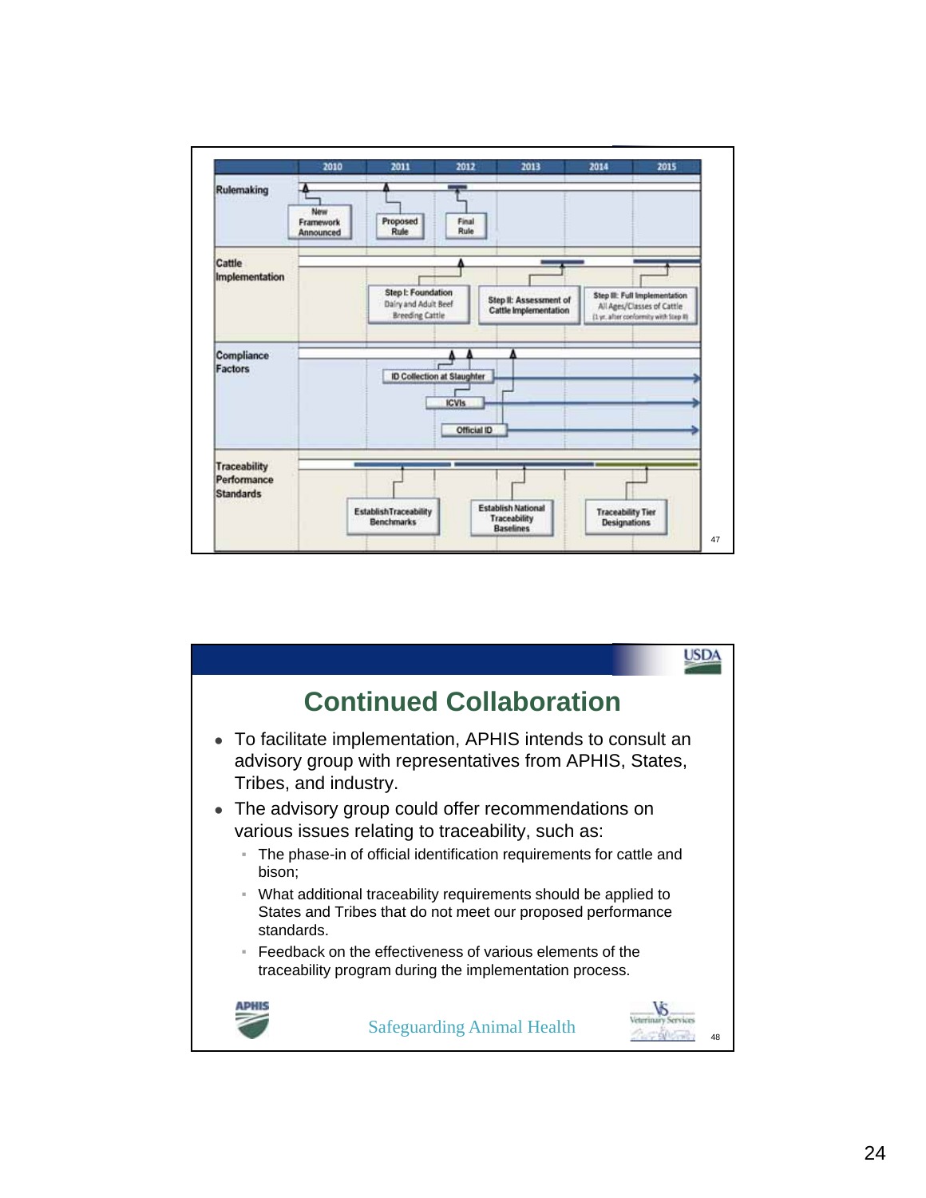| | 2010 | 2011 | 2012 | 2013 | 2014 | 2015 |
|---|---|---|---|---|---|---|
| Rulemaking | New Framework Announced | Proposed Rule | Final Rule | | | |
| Cattle Implementation | | Step I: Foundation Dairy and Adult Beef Breeding Cattle | | Step II: Assessment of Cattle Implementation | Step III: Full Implementation All Ages/Classes of Cattle (1 yr. after conformity with Step II) | |
| Compliance Factors | | ID Collection at Slaughter | ICVIs | Official ID | | |
| Traceability Performance Standards | | Establish Traceability Benchmarks | | Establish National Traceability Baselines | Traceability Tier Designations | |

## Continued Collaboration

- To facilitate implementation, APHIS intends to consult an advisory group with representatives from APHIS, States, Tribes, and industry.
- The advisory group could offer recommendations on various issues relating to traceability, such as:
  - The phase-in of official identification requirements for cattle and bison;
  - What additional traceability requirements should be applied to States and Tribes that do not meet our proposed performance standards.
  - Feedback on the effectiveness of various elements of the traceability program during the implementation process.

Safeguarding Animal Health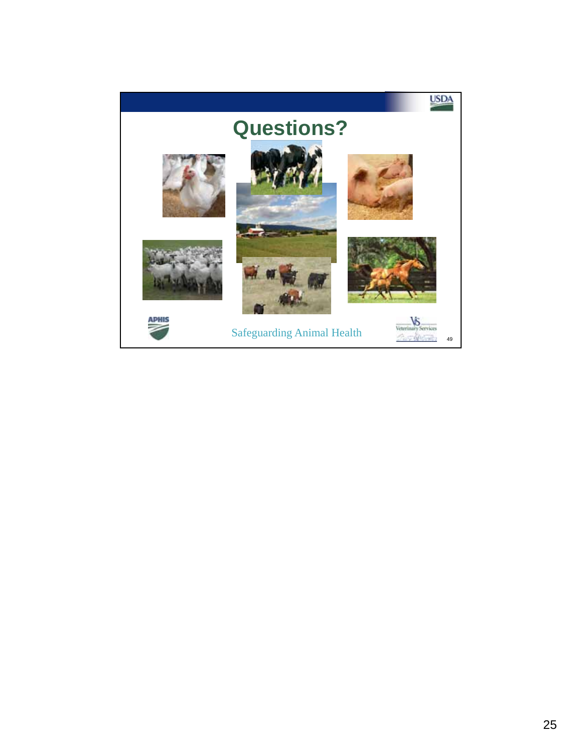# Questions?

Safeguarding Animal Health